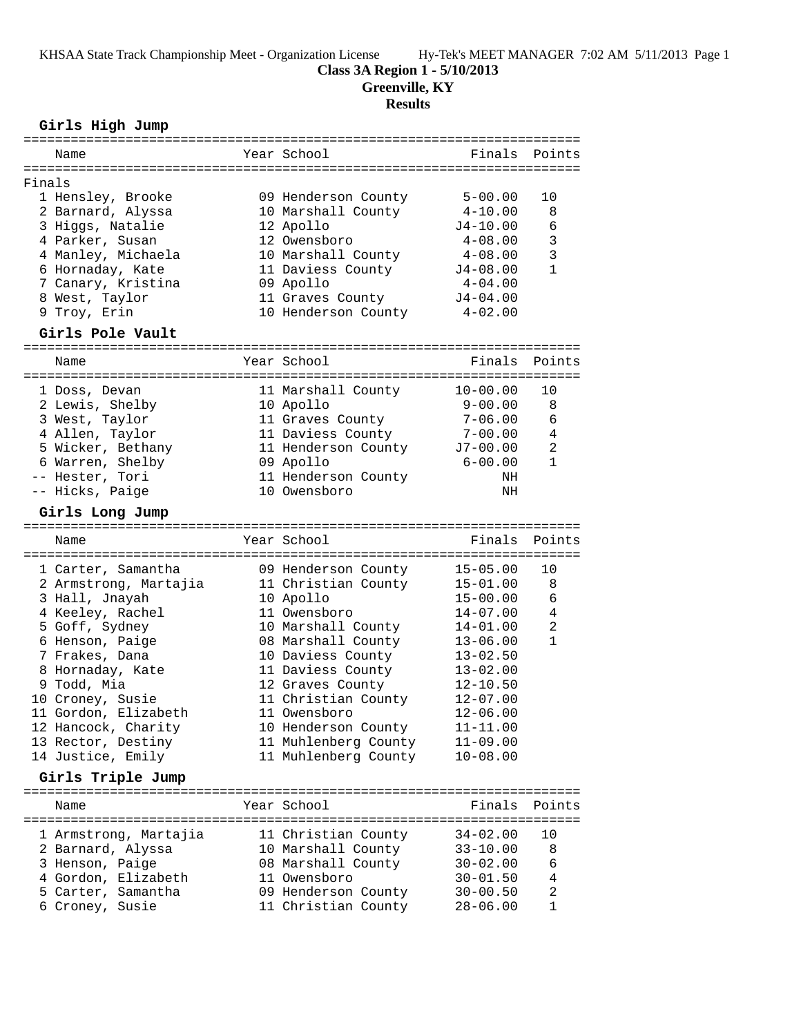**Class 3A Region 1 - 5/10/2013**

**Greenville, KY**

**Results**

### Girls High Jump

| | Name | Year | School | Finals | Points |
|---|---|---|---|---|---|
| Finals | | | | | |
| 1 | Hensley, Brooke | 09 | Henderson County | 5-00.00 | 10 |
| 2 | Barnard, Alyssa | 10 | Marshall County | 4-10.00 | 8 |
| 3 | Higgs, Natalie | 12 | Apollo | J4-10.00 | 6 |
| 4 | Parker, Susan | 12 | Owensboro | 4-08.00 | 3 |
| 4 | Manley, Michaela | 10 | Marshall County | 4-08.00 | 3 |
| 6 | Hornaday, Kate | 11 | Daviess County | J4-08.00 | 1 |
| 7 | Canary, Kristina | 09 | Apollo | 4-04.00 | |
| 8 | West, Taylor | 11 | Graves County | J4-04.00 | |
| 9 | Troy, Erin | 10 | Henderson County | 4-02.00 | |

### Girls Pole Vault

| | Name | Year | School | Finals | Points |
|---|---|---|---|---|---|
| 1 | Doss, Devan | 11 | Marshall County | 10-00.00 | 10 |
| 2 | Lewis, Shelby | 10 | Apollo | 9-00.00 | 8 |
| 3 | West, Taylor | 11 | Graves County | 7-06.00 | 6 |
| 4 | Allen, Taylor | 11 | Daviess County | 7-00.00 | 4 |
| 5 | Wicker, Bethany | 11 | Henderson County | J7-00.00 | 2 |
| 6 | Warren, Shelby | 09 | Apollo | 6-00.00 | 1 |
| -- | Hester, Tori | 11 | Henderson County | NH | |
| -- | Hicks, Paige | 10 | Owensboro | NH | |

### Girls Long Jump

| | Name | Year | School | Finals | Points |
|---|---|---|---|---|---|
| 1 | Carter, Samantha | 09 | Henderson County | 15-05.00 | 10 |
| 2 | Armstrong, Martajia | 11 | Christian County | 15-01.00 | 8 |
| 3 | Hall, Jnayah | 10 | Apollo | 15-00.00 | 6 |
| 4 | Keeley, Rachel | 11 | Owensboro | 14-07.00 | 4 |
| 5 | Goff, Sydney | 10 | Marshall County | 14-01.00 | 2 |
| 6 | Henson, Paige | 08 | Marshall County | 13-06.00 | 1 |
| 7 | Frakes, Dana | 10 | Daviess County | 13-02.50 | |
| 8 | Hornaday, Kate | 11 | Daviess County | 13-02.00 | |
| 9 | Todd, Mia | 12 | Graves County | 12-10.50 | |
| 10 | Croney, Susie | 11 | Christian County | 12-07.00 | |
| 11 | Gordon, Elizabeth | 11 | Owensboro | 12-06.00 | |
| 12 | Hancock, Charity | 10 | Henderson County | 11-11.00 | |
| 13 | Rector, Destiny | 11 | Muhlenberg County | 11-09.00 | |
| 14 | Justice, Emily | 11 | Muhlenberg County | 10-08.00 | |

### Girls Triple Jump

| | Name | Year | School | Finals | Points |
|---|---|---|---|---|---|
| 1 | Armstrong, Martajia | 11 | Christian County | 34-02.00 | 10 |
| 2 | Barnard, Alyssa | 10 | Marshall County | 33-10.00 | 8 |
| 3 | Henson, Paige | 08 | Marshall County | 30-02.00 | 6 |
| 4 | Gordon, Elizabeth | 11 | Owensboro | 30-01.50 | 4 |
| 5 | Carter, Samantha | 09 | Henderson County | 30-00.50 | 2 |
| 6 | Croney, Susie | 11 | Christian County | 28-06.00 | 1 |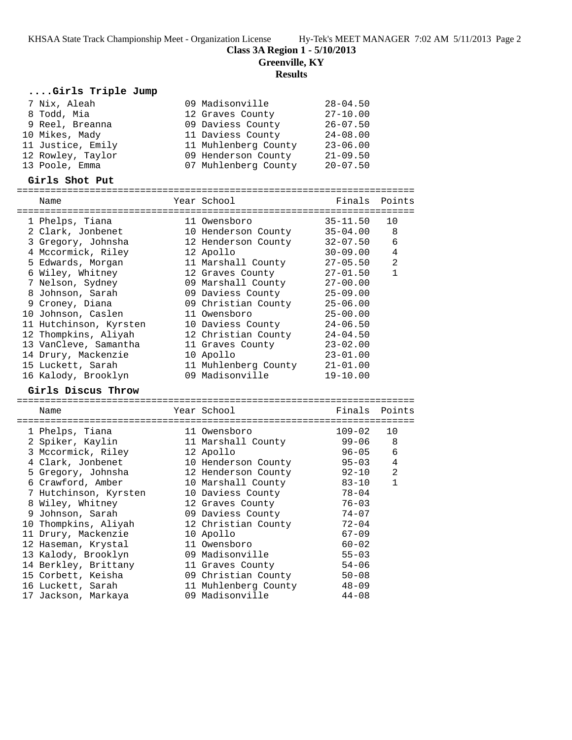**Class 3A Region 1 - 5/10/2013**
**Greenville, KY**
**Results**

### ....Girls Triple Jump

| Place | Name | Year | School | Finals |
|---|---|---|---|---|
| 7 | Nix, Aleah | 09 | Madisonville | 28-04.50 |
| 8 | Todd, Mia | 12 | Graves County | 27-10.00 |
| 9 | Reel, Breanna | 09 | Daviess County | 26-07.50 |
| 10 | Mikes, Mady | 11 | Daviess County | 24-08.00 |
| 11 | Justice, Emily | 11 | Muhlenberg County | 23-06.00 |
| 12 | Rowley, Taylor | 09 | Henderson County | 21-09.50 |
| 13 | Poole, Emma | 07 | Muhlenberg County | 20-07.50 |

### Girls Shot Put

| Place | Name | Year | School | Finals | Points |
|---|---|---|---|---|---|
| 1 | Phelps, Tiana | 11 | Owensboro | 35-11.50 | 10 |
| 2 | Clark, Jonbenet | 10 | Henderson County | 35-04.00 | 8 |
| 3 | Gregory, Johnsha | 12 | Henderson County | 32-07.50 | 6 |
| 4 | Mccormick, Riley | 12 | Apollo | 30-09.00 | 4 |
| 5 | Edwards, Morgan | 11 | Marshall County | 27-05.50 | 2 |
| 6 | Wiley, Whitney | 12 | Graves County | 27-01.50 | 1 |
| 7 | Nelson, Sydney | 09 | Marshall County | 27-00.00 | |
| 8 | Johnson, Sarah | 09 | Daviess County | 25-09.00 | |
| 9 | Croney, Diana | 09 | Christian County | 25-06.00 | |
| 10 | Johnson, Caslen | 11 | Owensboro | 25-00.00 | |
| 11 | Hutchinson, Kyrsten | 10 | Daviess County | 24-06.50 | |
| 12 | Thompkins, Aliyah | 12 | Christian County | 24-04.50 | |
| 13 | VanCleve, Samantha | 11 | Graves County | 23-02.00 | |
| 14 | Drury, Mackenzie | 10 | Apollo | 23-01.00 | |
| 15 | Luckett, Sarah | 11 | Muhlenberg County | 21-01.00 | |
| 16 | Kalody, Brooklyn | 09 | Madisonville | 19-10.00 | |

### Girls Discus Throw

| Place | Name | Year | School | Finals | Points |
|---|---|---|---|---|---|
| 1 | Phelps, Tiana | 11 | Owensboro | 109-02 | 10 |
| 2 | Spiker, Kaylin | 11 | Marshall County | 99-06 | 8 |
| 3 | Mccormick, Riley | 12 | Apollo | 96-05 | 6 |
| 4 | Clark, Jonbenet | 10 | Henderson County | 95-03 | 4 |
| 5 | Gregory, Johnsha | 12 | Henderson County | 92-10 | 2 |
| 6 | Crawford, Amber | 10 | Marshall County | 83-10 | 1 |
| 7 | Hutchinson, Kyrsten | 10 | Daviess County | 78-04 | |
| 8 | Wiley, Whitney | 12 | Graves County | 76-03 | |
| 9 | Johnson, Sarah | 09 | Daviess County | 74-07 | |
| 10 | Thompkins, Aliyah | 12 | Christian County | 72-04 | |
| 11 | Drury, Mackenzie | 10 | Apollo | 67-09 | |
| 12 | Haseman, Krystal | 11 | Owensboro | 60-02 | |
| 13 | Kalody, Brooklyn | 09 | Madisonville | 55-03 | |
| 14 | Berkley, Brittany | 11 | Graves County | 54-06 | |
| 15 | Corbett, Keisha | 09 | Christian County | 50-08 | |
| 16 | Luckett, Sarah | 11 | Muhlenberg County | 48-09 | |
| 17 | Jackson, Markaya | 09 | Madisonville | 44-08 | |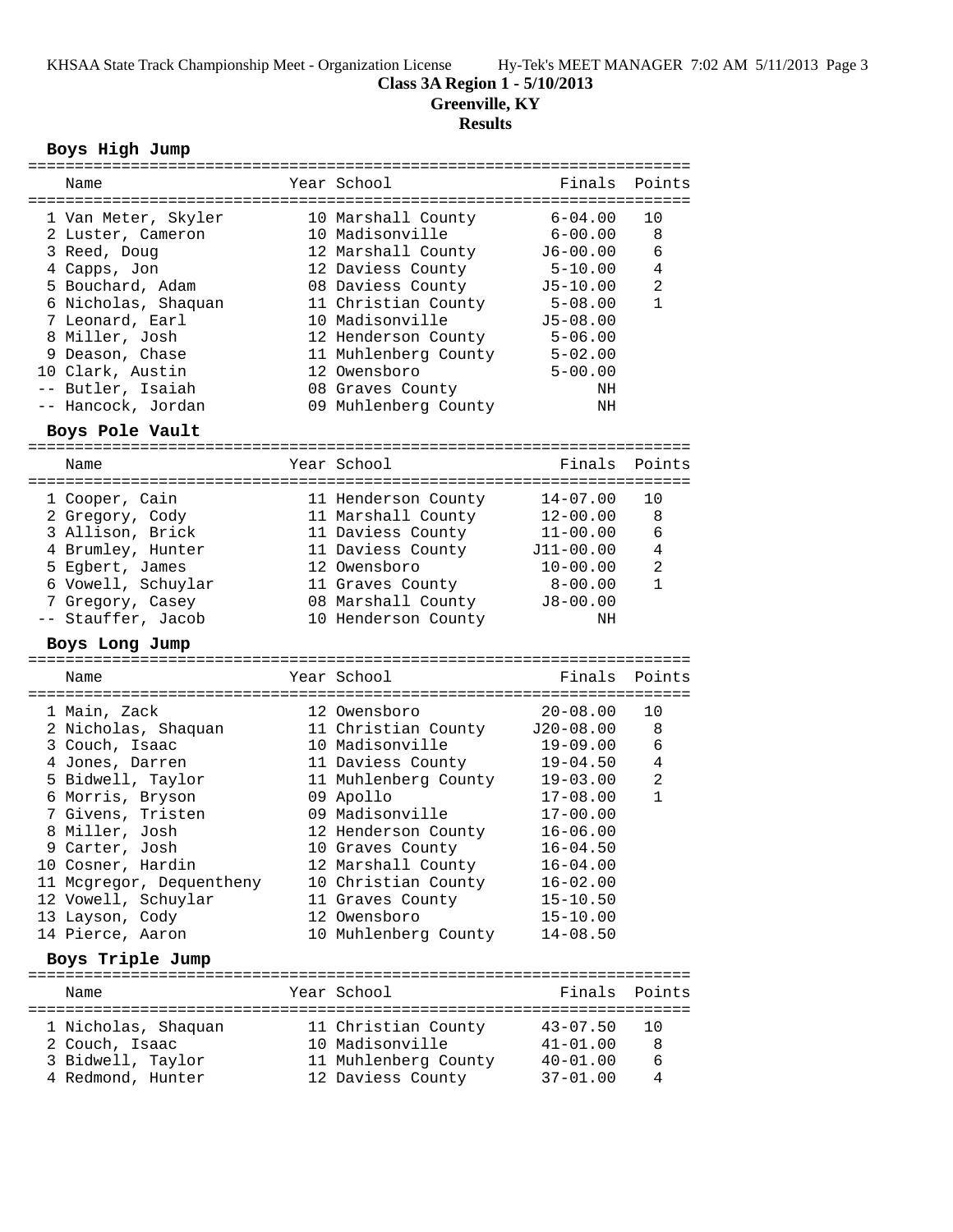# Class 3A Region 1 - 5/10/2013

## Greenville, KY

## Results

### Boys High Jump

| Place | Name | Year | School | Finals | Points |
|---|---|---|---|---|---|
| 1 | Van Meter, Skyler | 10 | Marshall County | 6-04.00 | 10 |
| 2 | Luster, Cameron | 10 | Madisonville | 6-00.00 | 8 |
| 3 | Reed, Doug | 12 | Marshall County | J6-00.00 | 6 |
| 4 | Capps, Jon | 12 | Daviess County | 5-10.00 | 4 |
| 5 | Bouchard, Adam | 08 | Daviess County | J5-10.00 | 2 |
| 6 | Nicholas, Shaquan | 11 | Christian County | 5-08.00 | 1 |
| 7 | Leonard, Earl | 10 | Madisonville | J5-08.00 | |
| 8 | Miller, Josh | 12 | Henderson County | 5-06.00 | |
| 9 | Deason, Chase | 11 | Muhlenberg County | 5-02.00 | |
| 10 | Clark, Austin | 12 | Owensboro | 5-00.00 | |
| -- | Butler, Isaiah | 08 | Graves County | NH | |
| -- | Hancock, Jordan | 09 | Muhlenberg County | NH | |

### Boys Pole Vault

| Place | Name | Year | School | Finals | Points |
|---|---|---|---|---|---|
| 1 | Cooper, Cain | 11 | Henderson County | 14-07.00 | 10 |
| 2 | Gregory, Cody | 11 | Marshall County | 12-00.00 | 8 |
| 3 | Allison, Brick | 11 | Daviess County | 11-00.00 | 6 |
| 4 | Brumley, Hunter | 11 | Daviess County | J11-00.00 | 4 |
| 5 | Egbert, James | 12 | Owensboro | 10-00.00 | 2 |
| 6 | Vowell, Schuylar | 11 | Graves County | 8-00.00 | 1 |
| 7 | Gregory, Casey | 08 | Marshall County | J8-00.00 | |
| -- | Stauffer, Jacob | 10 | Henderson County | NH | |

### Boys Long Jump

| Place | Name | Year | School | Finals | Points |
|---|---|---|---|---|---|
| 1 | Main, Zack | 12 | Owensboro | 20-08.00 | 10 |
| 2 | Nicholas, Shaquan | 11 | Christian County | J20-08.00 | 8 |
| 3 | Couch, Isaac | 10 | Madisonville | 19-09.00 | 6 |
| 4 | Jones, Darren | 11 | Daviess County | 19-04.50 | 4 |
| 5 | Bidwell, Taylor | 11 | Muhlenberg County | 19-03.00 | 2 |
| 6 | Morris, Bryson | 09 | Apollo | 17-08.00 | 1 |
| 7 | Givens, Tristen | 09 | Madisonville | 17-00.00 | |
| 8 | Miller, Josh | 12 | Henderson County | 16-06.00 | |
| 9 | Carter, Josh | 10 | Graves County | 16-04.50 | |
| 10 | Cosner, Hardin | 12 | Marshall County | 16-04.00 | |
| 11 | Mcgregor, Dequentheny | 10 | Christian County | 16-02.00 | |
| 12 | Vowell, Schuylar | 11 | Graves County | 15-10.50 | |
| 13 | Layson, Cody | 12 | Owensboro | 15-10.00 | |
| 14 | Pierce, Aaron | 10 | Muhlenberg County | 14-08.50 | |

### Boys Triple Jump

| Place | Name | Year | School | Finals | Points |
|---|---|---|---|---|---|
| 1 | Nicholas, Shaquan | 11 | Christian County | 43-07.50 | 10 |
| 2 | Couch, Isaac | 10 | Madisonville | 41-01.00 | 8 |
| 3 | Bidwell, Taylor | 11 | Muhlenberg County | 40-01.00 | 6 |
| 4 | Redmond, Hunter | 12 | Daviess County | 37-01.00 | 4 |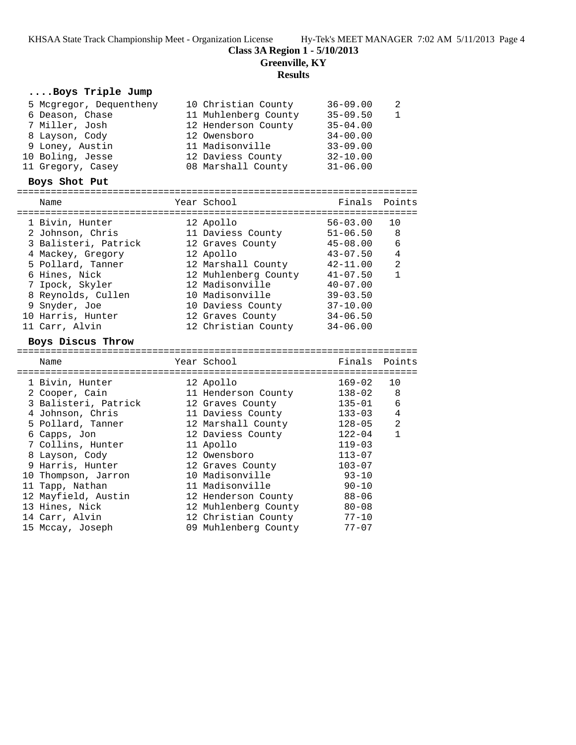**Class 3A Region 1 - 5/10/2013**
**Greenville, KY**
**Results**

### ....Boys Triple Jump

| | Name | Year | School | Finals | Points |
|---|---|---|---|---|---|
| 5 | Mcgregor, Dequentheny | 10 | Christian County | 36-09.00 | 2 |
| 6 | Deason, Chase | 11 | Muhlenberg County | 35-09.50 | 1 |
| 7 | Miller, Josh | 12 | Henderson County | 35-04.00 | |
| 8 | Layson, Cody | 12 | Owensboro | 34-00.00 | |
| 9 | Loney, Austin | 11 | Madisonville | 33-09.00 | |
| 10 | Boling, Jesse | 12 | Daviess County | 32-10.00 | |
| 11 | Gregory, Casey | 08 | Marshall County | 31-06.00 | |

### Boys Shot Put

| | Name | Year | School | Finals | Points |
|---|---|---|---|---|---|
| 1 | Bivin, Hunter | 12 | Apollo | 56-03.00 | 10 |
| 2 | Johnson, Chris | 11 | Daviess County | 51-06.50 | 8 |
| 3 | Balisteri, Patrick | 12 | Graves County | 45-08.00 | 6 |
| 4 | Mackey, Gregory | 12 | Apollo | 43-07.50 | 4 |
| 5 | Pollard, Tanner | 12 | Marshall County | 42-11.00 | 2 |
| 6 | Hines, Nick | 12 | Muhlenberg County | 41-07.50 | 1 |
| 7 | Ipock, Skyler | 12 | Madisonville | 40-07.00 | |
| 8 | Reynolds, Cullen | 10 | Madisonville | 39-03.50 | |
| 9 | Snyder, Joe | 10 | Daviess County | 37-10.00 | |
| 10 | Harris, Hunter | 12 | Graves County | 34-06.50 | |
| 11 | Carr, Alvin | 12 | Christian County | 34-06.00 | |

### Boys Discus Throw

| | Name | Year | School | Finals | Points |
|---|---|---|---|---|---|
| 1 | Bivin, Hunter | 12 | Apollo | 169-02 | 10 |
| 2 | Cooper, Cain | 11 | Henderson County | 138-02 | 8 |
| 3 | Balisteri, Patrick | 12 | Graves County | 135-01 | 6 |
| 4 | Johnson, Chris | 11 | Daviess County | 133-03 | 4 |
| 5 | Pollard, Tanner | 12 | Marshall County | 128-05 | 2 |
| 6 | Capps, Jon | 12 | Daviess County | 122-04 | 1 |
| 7 | Collins, Hunter | 11 | Apollo | 119-03 | |
| 8 | Layson, Cody | 12 | Owensboro | 113-07 | |
| 9 | Harris, Hunter | 12 | Graves County | 103-07 | |
| 10 | Thompson, Jarron | 10 | Madisonville | 93-10 | |
| 11 | Tapp, Nathan | 11 | Madisonville | 90-10 | |
| 12 | Mayfield, Austin | 12 | Henderson County | 88-06 | |
| 13 | Hines, Nick | 12 | Muhlenberg County | 80-08 | |
| 14 | Carr, Alvin | 12 | Christian County | 77-10 | |
| 15 | Mccay, Joseph | 09 | Muhlenberg County | 77-07 | |